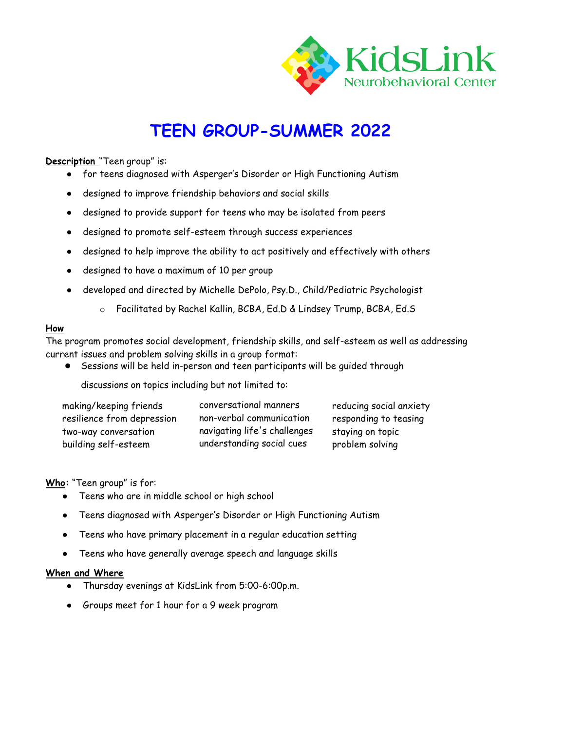KidsLink
Neurobehavioral Center

# TEEN GROUP-SUMMER 2022

**Description** "Teen group" is:

- for teens diagnosed with Asperger's Disorder or High Functioning Autism
- designed to improve friendship behaviors and social skills
- designed to provide support for teens who may be isolated from peers
- designed to promote self-esteem through success experiences
- designed to help improve the ability to act positively and effectively with others
- designed to have a maximum of 10 per group
- developed and directed by Michelle DePolo, Psy.D., Child/Pediatric Psychologist
  - Facilitated by Rachel Kallin, BCBA, Ed.D & Lindsey Trump, BCBA, Ed.S

**How**

The program promotes social development, friendship skills, and self-esteem as well as addressing current issues and problem solving skills in a group format:

- Sessions will be held in-person and teen participants will be guided through discussions on topics including but not limited to:

| | | |
|---|---|---|
| making/keeping friends | conversational manners | reducing social anxiety |
| resilience from depression | non-verbal communication | responding to teasing |
| two-way conversation | navigating life's challenges | staying on topic |
| building self-esteem | understanding social cues | problem solving |

**Who**: "Teen group" is for:

- Teens who are in middle school or high school
- Teens diagnosed with Asperger's Disorder or High Functioning Autism
- Teens who have primary placement in a regular education setting
- Teens who have generally average speech and language skills

**When and Where**

- Thursday evenings at KidsLink from 5:00-6:00p.m.
- Groups meet for 1 hour for a 9 week program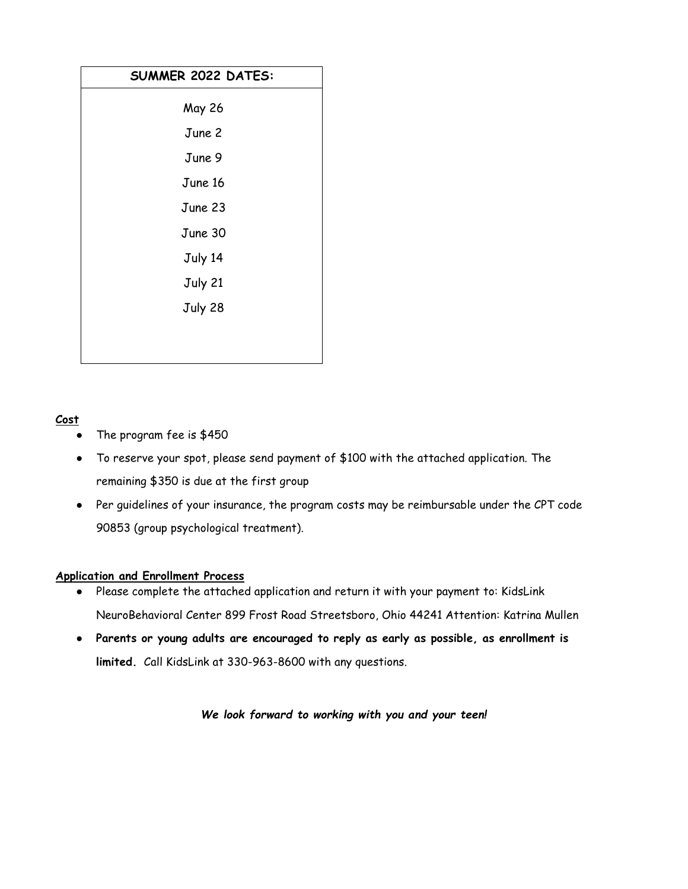| SUMMER 2022 DATES: |
| --- |
| May 26 |
| June 2 |
| June 9 |
| June 16 |
| June 23 |
| June 30 |
| July 14 |
| July 21 |
| July 28 |

**Cost**

- The program fee is $450
- To reserve your spot, please send payment of $100 with the attached application. The remaining $350 is due at the first group
- Per guidelines of your insurance, the program costs may be reimbursable under the CPT code 90853 (group psychological treatment).

**Application and Enrollment Process**

- Please complete the attached application and return it with your payment to: KidsLink NeuroBehavioral Center 899 Frost Road Streetsboro, Ohio 44241 Attention: Katrina Mullen
- **Parents or young adults are encouraged to reply as early as possible, as enrollment is limited.** Call KidsLink at 330-963-8600 with any questions.

***We look forward to working with you and your teen!***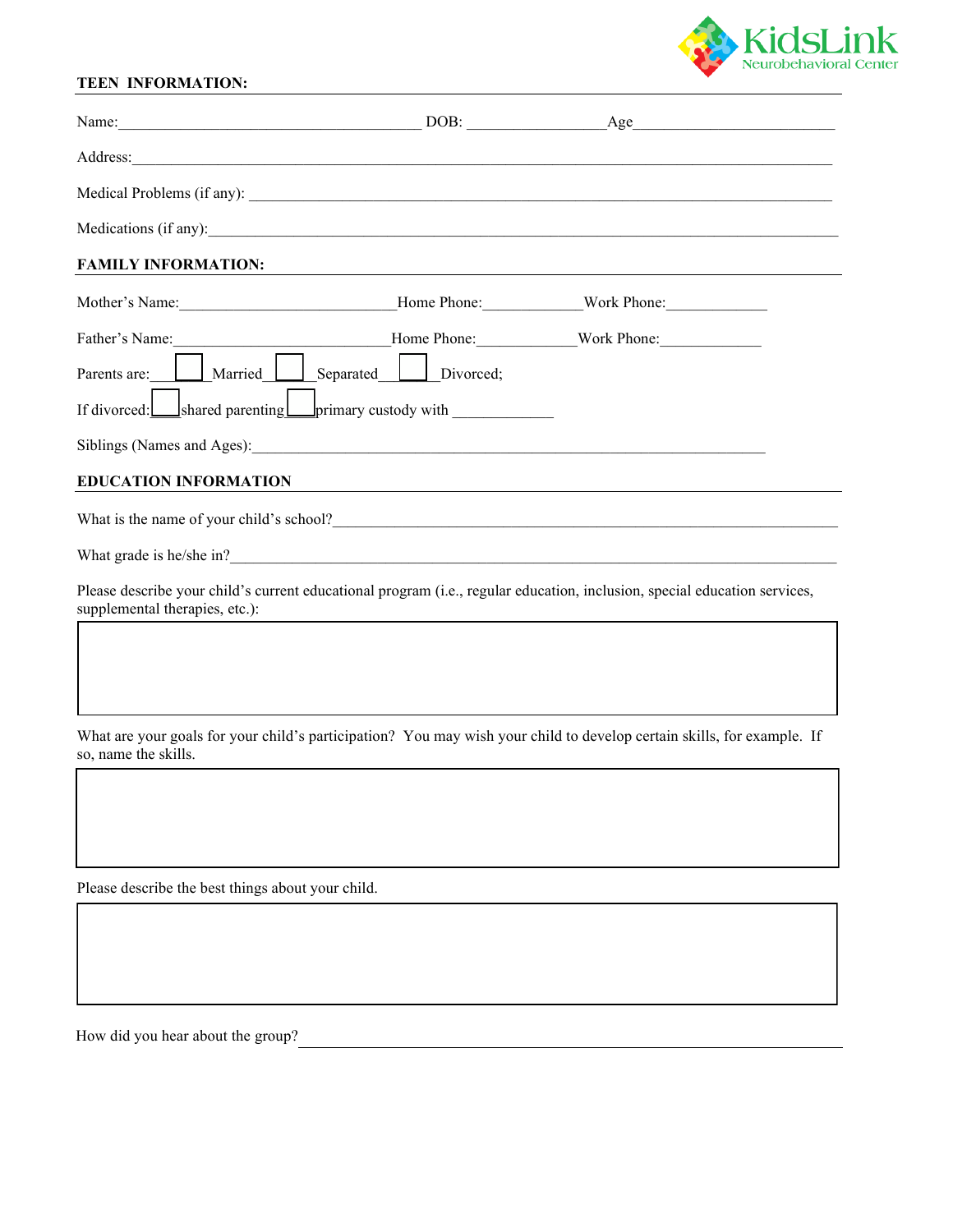KidsLink Neurobehavioral Center

**TEEN INFORMATION:**

Name:________________________________________ DOB: __________________Age__________________________

Address:_____________________________________________________________________________________

Medical Problems (if any): ____________________________________________________________________

Medications (if any):_________________________________________________________________________

**FAMILY INFORMATION:**

Mother's Name:___________________________Home Phone:____________Work Phone:_____________

Father's Name:___________________________Home Phone:____________Work Phone:_____________

Parents are: ☐ Married ☐ Separated ☐ Divorced;

If divorced: ☐ shared parenting ☐ primary custody with _____________

Siblings (Names and Ages):_________________________________________________________________

**EDUCATION INFORMATION**

What is the name of your child's school?_____________________________________________________

What grade is he/she in?____________________________________________________________________

Please describe your child's current educational program (i.e., regular education, inclusion, special education services, supplemental therapies, etc.):

| |
|---|
| |

What are your goals for your child's participation? You may wish your child to develop certain skills, for example. If so, name the skills.

| |
|---|
| |

Please describe the best things about your child.

| |
|---|
| |

How did you hear about the group? ____________________________________________________________